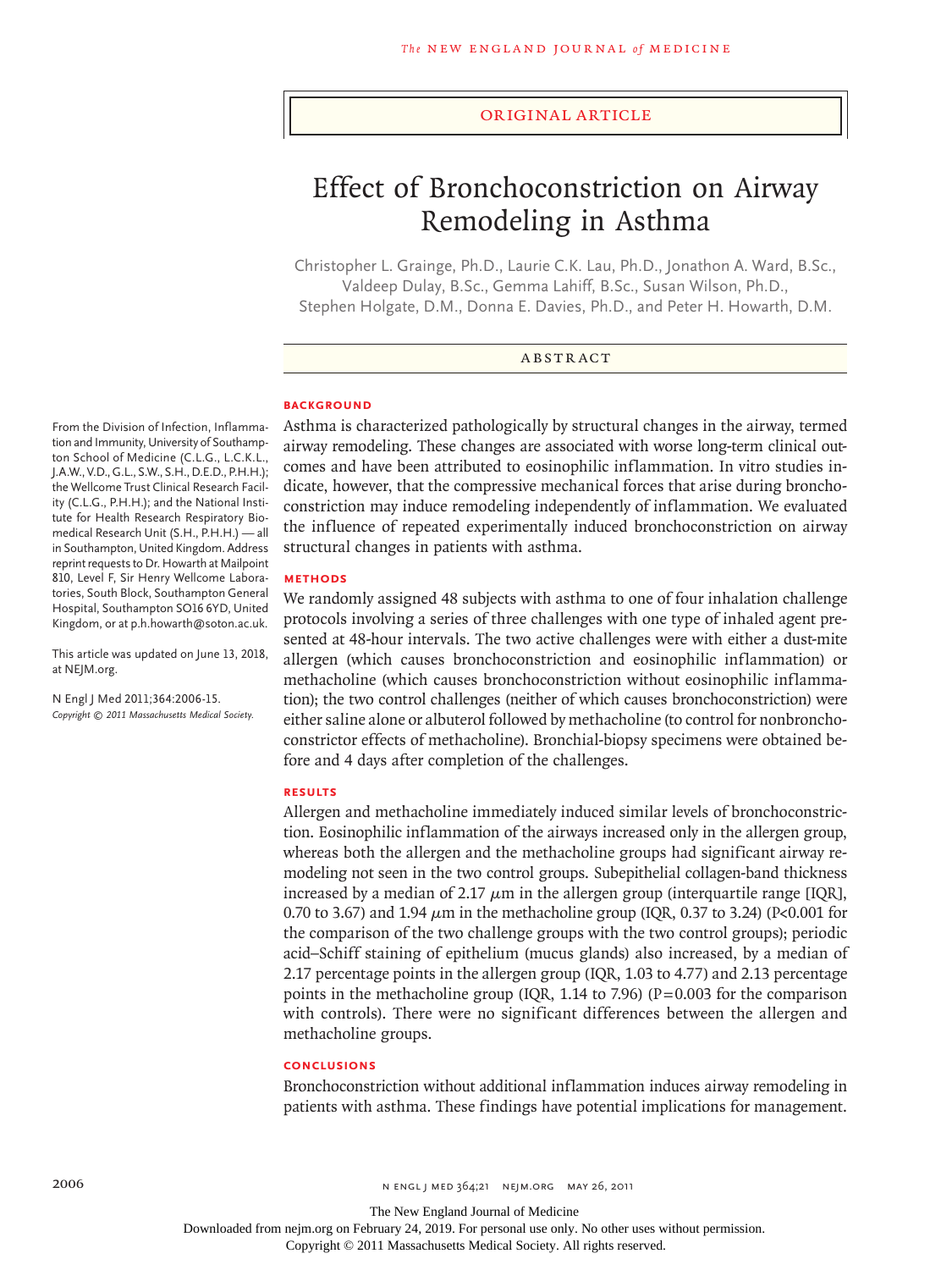ORIGINAL ARTICLE

# Effect of Bronchoconstriction on Airway Remodeling in Asthma

Christopher L. Grainge, Ph.D., Laurie C.K. Lau, Ph.D., Jonathon A. Ward, B.Sc., Valdeep Dulay, B.Sc., Gemma Lahiff, B.Sc., Susan Wilson, Ph.D., Stephen Holgate, D.M., Donna E. Davies, Ph.D., and Peter H. Howarth, D.M.

## ABSTRACT

### BACKGROUND

Asthma is characterized pathologically by structural changes in the airway, termed airway remodeling. These changes are associated with worse long-term clinical outcomes and have been attributed to eosinophilic inflammation. In vitro studies indicate, however, that the compressive mechanical forces that arise during bronchoconstriction may induce remodeling independently of inflammation. We evaluated the influence of repeated experimentally induced bronchoconstriction on airway structural changes in patients with asthma.

### METHODS

We randomly assigned 48 subjects with asthma to one of four inhalation challenge protocols involving a series of three challenges with one type of inhaled agent presented at 48-hour intervals. The two active challenges were with either a dust-mite allergen (which causes bronchoconstriction and eosinophilic inflammation) or methacholine (which causes bronchoconstriction without eosinophilic inflammation); the two control challenges (neither of which causes bronchoconstriction) were either saline alone or albuterol followed by methacholine (to control for nonbronchoconstrictor effects of methacholine). Bronchial-biopsy specimens were obtained before and 4 days after completion of the challenges.

### RESULTS

Allergen and methacholine immediately induced similar levels of bronchoconstriction. Eosinophilic inflammation of the airways increased only in the allergen group, whereas both the allergen and the methacholine groups had significant airway remodeling not seen in the two control groups. Subepithelial collagen-band thickness increased by a median of 2.17 $\mu$m in the allergen group (interquartile range [IQR], 0.70 to 3.67) and 1.94 $\mu$m in the methacholine group (IQR, 0.37 to 3.24) ($P<0.001$ for the comparison of the two challenge groups with the two control groups); periodic acid–Schiff staining of epithelium (mucus glands) also increased, by a median of 2.17 percentage points in the allergen group (IQR, 1.03 to 4.77) and 2.13 percentage points in the methacholine group (IQR, 1.14 to 7.96) ($P=0.003$ for the comparison with controls). There were no significant differences between the allergen and methacholine groups.

### CONCLUSIONS

Bronchoconstriction without additional inflammation induces airway remodeling in patients with asthma. These findings have potential implications for management.

From the Division of Infection, Inflammation and Immunity, University of Southampton School of Medicine (C.L.G., L.C.K.L., J.A.W., V.D., G.L., S.W., S.H., D.E.D., P.H.H.); the Wellcome Trust Clinical Research Facility (C.L.G., P.H.H.); and the National Institute for Health Research Respiratory Biomedical Research Unit (S.H., P.H.H.) — all in Southampton, United Kingdom. Address reprint requests to Dr. Howarth at Mailpoint 810, Level F, Sir Henry Wellcome Laboratories, South Block, Southampton General Hospital, Southampton SO16 6YD, United Kingdom, or at p.h.howarth@soton.ac.uk.

This article was updated on June 13, 2018, at NEJM.org.

N Engl J Med 2011;364:2006-15.
*Copyright © 2011 Massachusetts Medical Society.*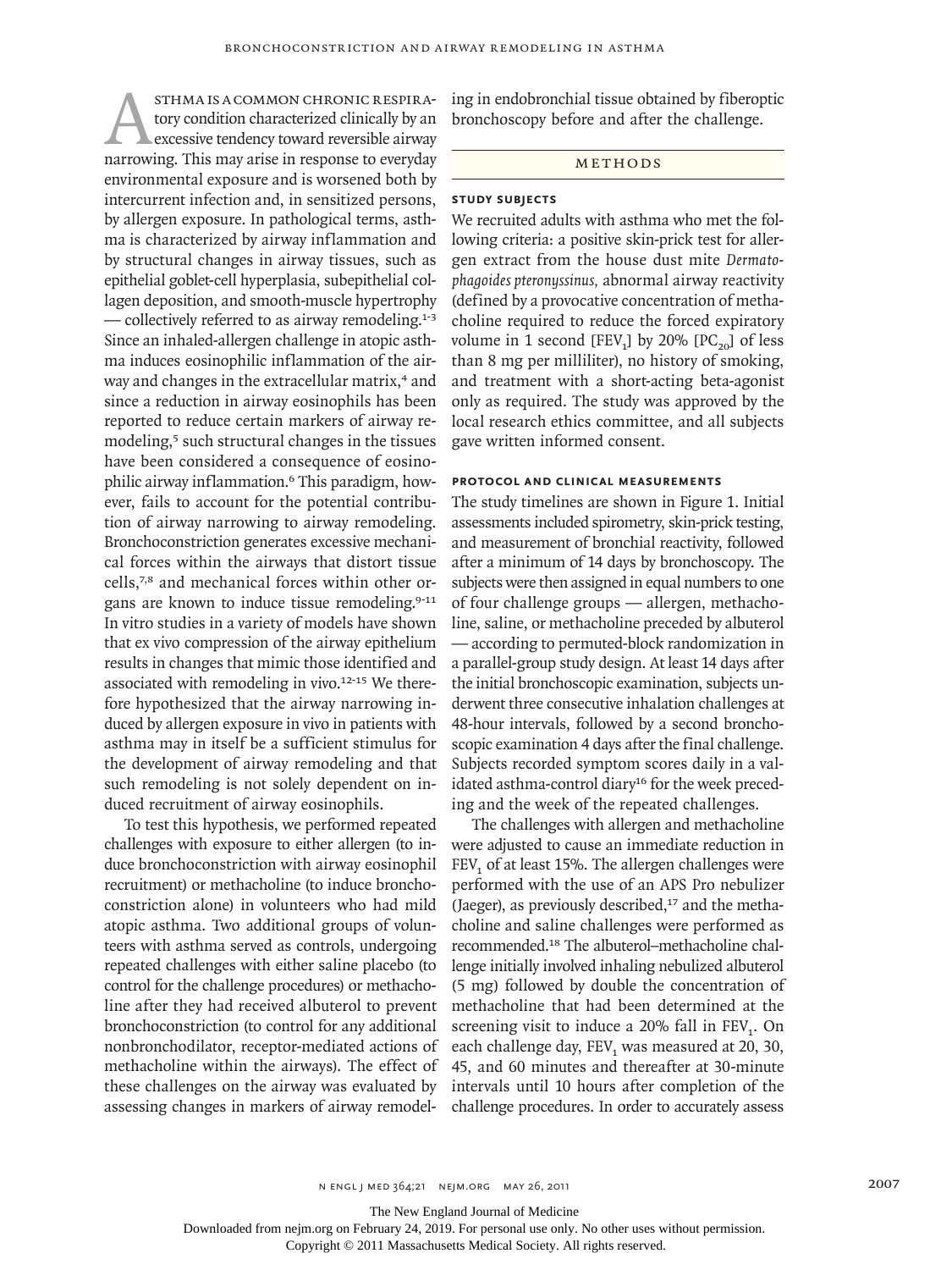Asthma is a common chronic respiratory condition characterized clinically by an excessive tendency toward reversible airway narrowing. This may arise in response to everyday environmental exposure and is worsened both by intercurrent infection and, in sensitized persons, by allergen exposure. In pathological terms, asthma is characterized by airway inflammation and by structural changes in airway tissues, such as epithelial goblet-cell hyperplasia, subepithelial collagen deposition, and smooth-muscle hypertrophy — collectively referred to as airway remodeling.[1-3] Since an inhaled-allergen challenge in atopic asthma induces eosinophilic inflammation of the airway and changes in the extracellular matrix,[4] and since a reduction in airway eosinophils has been reported to reduce certain markers of airway remodeling,[5] such structural changes in the tissues have been considered a consequence of eosinophilic airway inflammation.[6] This paradigm, however, fails to account for the potential contribution of airway narrowing to airway remodeling. Bronchoconstriction generates excessive mechanical forces within the airways that distort tissue cells,[7,8] and mechanical forces within other organs are known to induce tissue remodeling.[9-11] In vitro studies in a variety of models have shown that ex vivo compression of the airway epithelium results in changes that mimic those identified and associated with remodeling in vivo.[12-15] We therefore hypothesized that the airway narrowing induced by allergen exposure in vivo in patients with asthma may in itself be a sufficient stimulus for the development of airway remodeling and that such remodeling is not solely dependent on induced recruitment of airway eosinophils.

To test this hypothesis, we performed repeated challenges with exposure to either allergen (to induce bronchoconstriction with airway eosinophil recruitment) or methacholine (to induce bronchoconstriction alone) in volunteers who had mild atopic asthma. Two additional groups of volunteers with asthma served as controls, undergoing repeated challenges with either saline placebo (to control for the challenge procedures) or methacholine after they had received albuterol to prevent bronchoconstriction (to control for any additional nonbronchodilator, receptor-mediated actions of methacholine within the airways). The effect of these challenges on the airway was evaluated by assessing changes in markers of airway remodeling in endobronchial tissue obtained by fiberoptic bronchoscopy before and after the challenge.

## Methods

### Study Subjects

We recruited adults with asthma who met the following criteria: a positive skin-prick test for allergen extract from the house dust mite *Dermatophagoides pteronyssinus,* abnormal airway reactivity (defined by a provocative concentration of methacholine required to reduce the forced expiratory volume in 1 second [$FEV_1$] by 20% [$PC_{20}$] of less than 8 mg per milliliter), no history of smoking, and treatment with a short-acting beta-agonist only as required. The study was approved by the local research ethics committee, and all subjects gave written informed consent.

### Protocol and Clinical Measurements

The study timelines are shown in Figure 1. Initial assessments included spirometry, skin-prick testing, and measurement of bronchial reactivity, followed after a minimum of 14 days by bronchoscopy. The subjects were then assigned in equal numbers to one of four challenge groups — allergen, methacholine, saline, or methacholine preceded by albuterol — according to permuted-block randomization in a parallel-group study design. At least 14 days after the initial bronchoscopic examination, subjects underwent three consecutive inhalation challenges at 48-hour intervals, followed by a second bronchoscopic examination 4 days after the final challenge. Subjects recorded symptom scores daily in a validated asthma-control diary[16] for the week preceding and the week of the repeated challenges.

The challenges with allergen and methacholine were adjusted to cause an immediate reduction in $FEV_1$ of at least 15%. The allergen challenges were performed with the use of an APS Pro nebulizer (Jaeger), as previously described,[17] and the methacholine and saline challenges were performed as recommended.[18] The albuterol–methacholine challenge initially involved inhaling nebulized albuterol (5 mg) followed by double the concentration of methacholine that had been determined at the screening visit to induce a 20% fall in $FEV_1$. On each challenge day, $FEV_1$ was measured at 20, 30, 45, and 60 minutes and thereafter at 30-minute intervals until 10 hours after completion of the challenge procedures. In order to accurately assess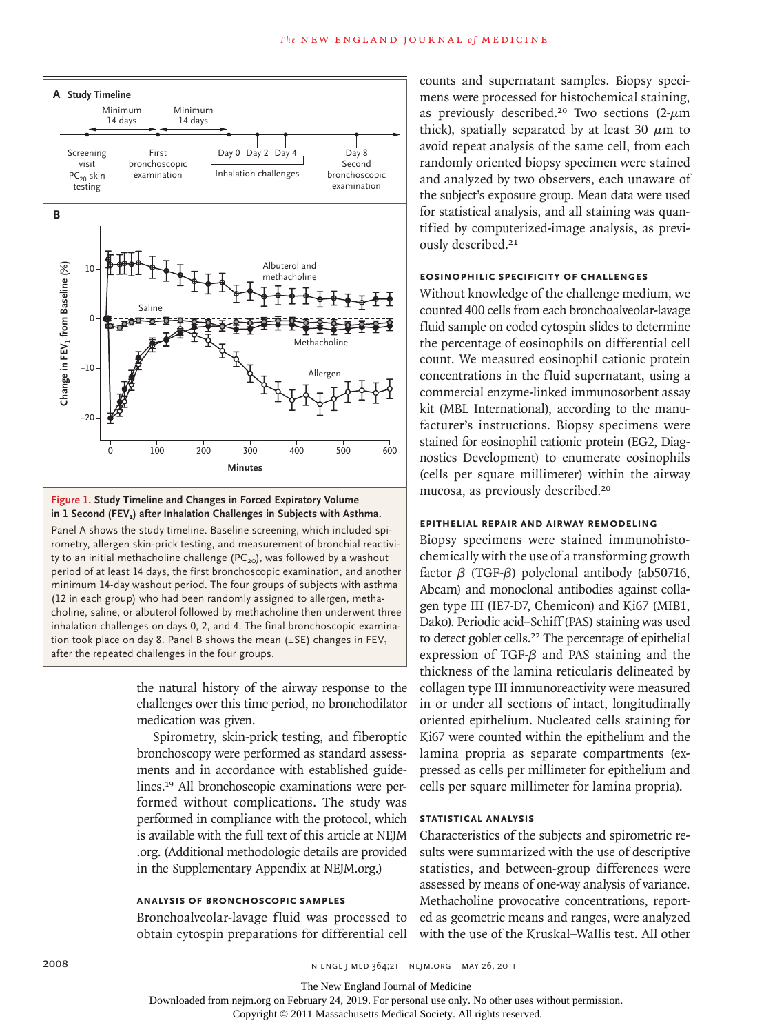**Figure 1. Study Timeline and Changes in Forced Expiratory Volume in 1 Second ($FEV_1$) after Inhalation Challenges in Subjects with Asthma.**

Panel A shows the study timeline. Baseline screening, which included spirometry, allergen skin-prick testing, and measurement of bronchial reactivity to an initial methacholine challenge ($PC_{20}$), was followed by a washout period of at least 14 days, the first bronchoscopic examination, and another minimum 14-day washout period. The four groups of subjects with asthma (12 in each group) who had been randomly assigned to allergen, methacholine, saline, or albuterol followed by methacholine then underwent three inhalation challenges on days 0, 2, and 4. The final bronchoscopic examination took place on day 8. Panel B shows the mean (±SE) changes in $FEV_1$ after the repeated challenges in the four groups.

the natural history of the airway response to the challenges over this time period, no bronchodilator medication was given.

Spirometry, skin-prick testing, and fiberoptic bronchoscopy were performed as standard assessments and in accordance with established guidelines.[19] All bronchoscopic examinations were performed without complications. The study was performed in compliance with the protocol, which is available with the full text of this article at NEJM.org. (Additional methodologic details are provided in the Supplementary Appendix at NEJM.org.)

### ANALYSIS OF BRONCHOSCOPIC SAMPLES

Bronchoalveolar-lavage fluid was processed to obtain cytospin preparations for differential cell counts and supernatant samples. Biopsy specimens were processed for histochemical staining, as previously described.[20] Two sections (2-μm thick), spatially separated by at least 30 μm to avoid repeat analysis of the same cell, from each randomly oriented biopsy specimen were stained and analyzed by two observers, each unaware of the subject's exposure group. Mean data were used for statistical analysis, and all staining was quantified by computerized-image analysis, as previously described.[21]

### EOSINOPHILIC SPECIFICITY OF CHALLENGES

Without knowledge of the challenge medium, we counted 400 cells from each bronchoalveolar-lavage fluid sample on coded cytospin slides to determine the percentage of eosinophils on differential cell count. We measured eosinophil cationic protein concentrations in the fluid supernatant, using a commercial enzyme-linked immunosorbent assay kit (MBL International), according to the manufacturer's instructions. Biopsy specimens were stained for eosinophil cationic protein (EG2, Diagnostics Development) to enumerate eosinophils (cells per square millimeter) within the airway mucosa, as previously described.[20]

### EPITHELIAL REPAIR AND AIRWAY REMODELING

Biopsy specimens were stained immunohistochemically with the use of a transforming growth factor β (TGF-β) polyclonal antibody (ab50716, Abcam) and monoclonal antibodies against collagen type III (IE7-D7, Chemicon) and Ki67 (MIB1, Dako). Periodic acid–Schiff (PAS) staining was used to detect goblet cells.[22] The percentage of epithelial expression of TGF-β and PAS staining and the thickness of the lamina reticularis delineated by collagen type III immunoreactivity were measured in or under all sections of intact, longitudinally oriented epithelium. Nucleated cells staining for Ki67 were counted within the epithelium and the lamina propria as separate compartments (expressed as cells per millimeter for epithelium and cells per square millimeter for lamina propria).

### STATISTICAL ANALYSIS

Characteristics of the subjects and spirometric results were summarized with the use of descriptive statistics, and between-group differences were assessed by means of one-way analysis of variance. Methacholine provocative concentrations, reported as geometric means and ranges, were analyzed with the use of the Kruskal–Wallis test. All other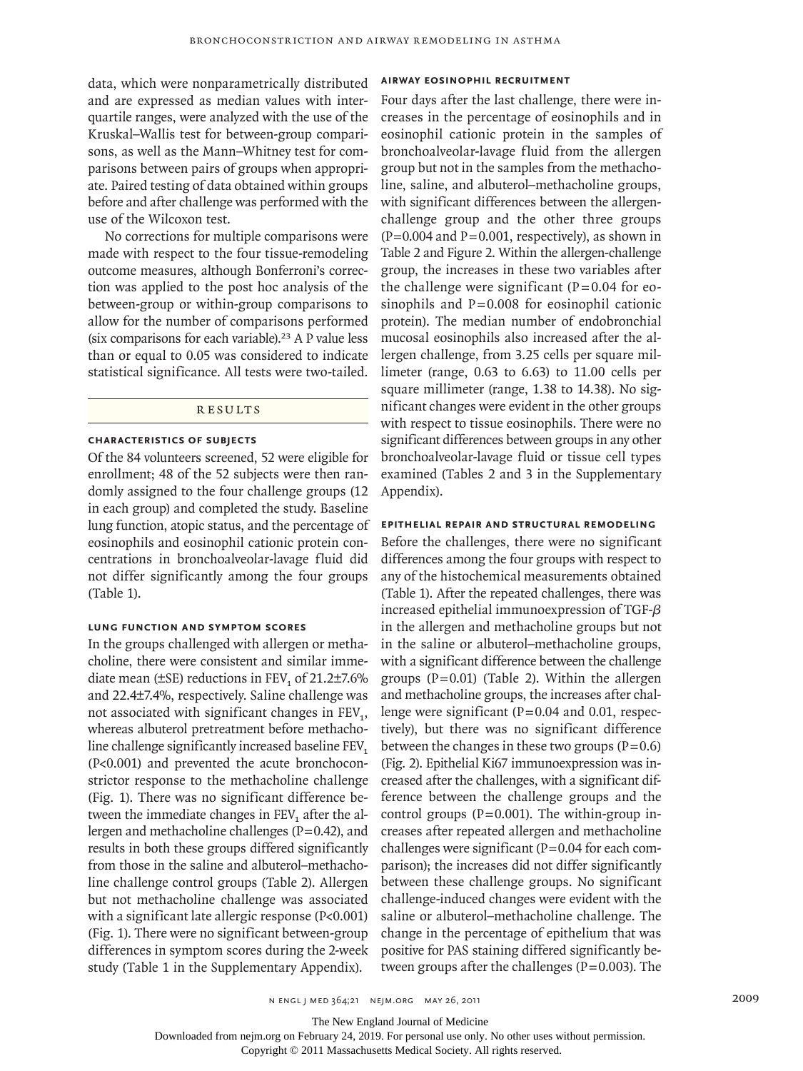data, which were nonparametrically distributed and are expressed as median values with interquartile ranges, were analyzed with the use of the Kruskal–Wallis test for between-group comparisons, as well as the Mann–Whitney test for comparisons between pairs of groups when appropriate. Paired testing of data obtained within groups before and after challenge was performed with the use of the Wilcoxon test.

No corrections for multiple comparisons were made with respect to the four tissue-remodeling outcome measures, although Bonferroni's correction was applied to the post hoc analysis of the between-group or within-group comparisons to allow for the number of comparisons performed (six comparisons for each variable).[23] A P value less than or equal to 0.05 was considered to indicate statistical significance. All tests were two-tailed.

## Results

### Characteristics of Subjects

Of the 84 volunteers screened, 52 were eligible for enrollment; 48 of the 52 subjects were then randomly assigned to the four challenge groups (12 in each group) and completed the study. Baseline lung function, atopic status, and the percentage of eosinophils and eosinophil cationic protein concentrations in bronchoalveolar-lavage fluid did not differ significantly among the four groups (Table 1).

### Lung Function and Symptom Scores

In the groups challenged with allergen or methacholine, there were consistent and similar immediate mean (±SE) reductions in $FEV_1$ of 21.2±7.6% and 22.4±7.4%, respectively. Saline challenge was not associated with significant changes in $FEV_1$, whereas albuterol pretreatment before methacholine challenge significantly increased baseline $FEV_1$ ($P<0.001$) and prevented the acute bronchoconstrictor response to the methacholine challenge (Fig. 1). There was no significant difference between the immediate changes in $FEV_1$ after the allergen and methacholine challenges ($P=0.42$), and results in both these groups differed significantly from those in the saline and albuterol–methacholine challenge control groups (Table 2). Allergen but not methacholine challenge was associated with a significant late allergic response ($P<0.001$) (Fig. 1). There were no significant between-group differences in symptom scores during the 2-week study (Table 1 in the Supplementary Appendix).

### Airway Eosinophil Recruitment

Four days after the last challenge, there were increases in the percentage of eosinophils and in eosinophil cationic protein in the samples of bronchoalveolar-lavage fluid from the allergen group but not in the samples from the methacholine, saline, and albuterol–methacholine groups, with significant differences between the allergen-challenge group and the other three groups ($P=0.004$ and $P=0.001$, respectively), as shown in Table 2 and Figure 2. Within the allergen-challenge group, the increases in these two variables after the challenge were significant ($P=0.04$ for eosinophils and $P=0.008$ for eosinophil cationic protein). The median number of endobronchial mucosal eosinophils also increased after the allergen challenge, from 3.25 cells per square millimeter (range, 0.63 to 6.63) to 11.00 cells per square millimeter (range, 1.38 to 14.38). No significant changes were evident in the other groups with respect to tissue eosinophils. There were no significant differences between groups in any other bronchoalveolar-lavage fluid or tissue cell types examined (Tables 2 and 3 in the Supplementary Appendix).

### Epithelial Repair and Structural Remodeling

Before the challenges, there were no significant differences among the four groups with respect to any of the histochemical measurements obtained (Table 1). After the repeated challenges, there was increased epithelial immunoexpression of TGF-$\beta$ in the allergen and methacholine groups but not in the saline or albuterol–methacholine groups, with a significant difference between the challenge groups ($P=0.01$) (Table 2). Within the allergen and methacholine groups, the increases after challenge were significant ($P=0.04$ and 0.01, respectively), but there was no significant difference between the changes in these two groups ($P=0.6$) (Fig. 2). Epithelial Ki67 immunoexpression was increased after the challenges, with a significant difference between the challenge groups and the control groups ($P=0.001$). The within-group increases after repeated allergen and methacholine challenges were significant ($P=0.04$ for each comparison); the increases did not differ significantly between these challenge groups. No significant challenge-induced changes were evident with the saline or albuterol–methacholine challenge. The change in the percentage of epithelium that was positive for PAS staining differed significantly between groups after the challenges ($P=0.003$). The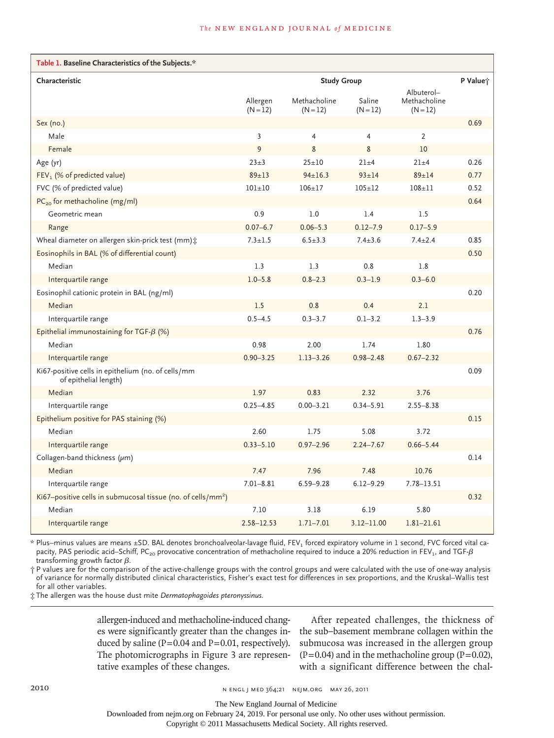**Table 1. Baseline Characteristics of the Subjects.***

| Characteristic | Study Group | | | | P Value† |
|---|---|---|---|---|---|
| | Allergen (N=12) | Methacholine (N=12) | Saline (N=12) | Albuterol–Methacholine (N=12) | |
| Sex (no.) | | | | | 0.69 |
| Male | 3 | 4 | 4 | 2 | |
| Female | 9 | 8 | 8 | 10 | |
| Age (yr) | 23±3 | 25±10 | 21±4 | 21±4 | 0.26 |
| $FEV_1$ (% of predicted value) | 89±13 | 94±16.3 | 93±14 | 89±14 | 0.77 |
| FVC (% of predicted value) | 101±10 | 106±17 | 105±12 | 108±11 | 0.52 |
| $PC_{20}$ for methacholine (mg/ml) | | | | | 0.64 |
| Geometric mean | 0.9 | 1.0 | 1.4 | 1.5 | |
| Range | 0.07–6.7 | 0.06–5.3 | 0.12–7.9 | 0.17–5.9 | |
| Wheal diameter on allergen skin-prick test (mm)‡ | 7.3±1.5 | 6.5±3.3 | 7.4±3.6 | 7.4±2.4 | 0.85 |
| Eosinophils in BAL (% of differential count) | | | | | 0.50 |
| Median | 1.3 | 1.3 | 0.8 | 1.8 | |
| Interquartile range | 1.0–5.8 | 0.8–2.3 | 0.3–1.9 | 0.3–6.0 | |
| Eosinophil cationic protein in BAL (ng/ml) | | | | | 0.20 |
| Median | 1.5 | 0.8 | 0.4 | 2.1 | |
| Interquartile range | 0.5–4.5 | 0.3–3.7 | 0.1–3.2 | 1.3–3.9 | |
| Epithelial immunostaining for TGF-$\beta$ (%) | | | | | 0.76 |
| Median | 0.98 | 2.00 | 1.74 | 1.80 | |
| Interquartile range | 0.90–3.25 | 1.13–3.26 | 0.98–2.48 | 0.67–2.32 | |
| Ki67-positive cells in epithelium (no. of cells/mm of epithelial length) | | | | | 0.09 |
| Median | 1.97 | 0.83 | 2.32 | 3.76 | |
| Interquartile range | 0.25–4.85 | 0.00–3.21 | 0.34–5.91 | 2.55–8.38 | |
| Epithelium positive for PAS staining (%) | | | | | 0.15 |
| Median | 2.60 | 1.75 | 5.08 | 3.72 | |
| Interquartile range | 0.33–5.10 | 0.97–2.96 | 2.24–7.67 | 0.66–5.44 | |
| Collagen-band thickness ($\mu$m) | | | | | 0.14 |
| Median | 7.47 | 7.96 | 7.48 | 10.76 | |
| Interquartile range | 7.01–8.81 | 6.59–9.28 | 6.12–9.29 | 7.78–13.51 | |
| Ki67–positive cells in submucosal tissue (no. of cells/$mm^2$) | | | | | 0.32 |
| Median | 7.10 | 3.18 | 6.19 | 5.80 | |
| Interquartile range | 2.58–12.53 | 1.71–7.01 | 3.12–11.00 | 1.81–21.61 | |

\* Plus–minus values are means ±SD. BAL denotes bronchoalveolar-lavage fluid, $FEV_1$ forced expiratory volume in 1 second, FVC forced vital capacity, PAS periodic acid–Schiff, $PC_{20}$ provocative concentration of methacholine required to induce a 20% reduction in $FEV_1$, and TGF-$\beta$ transforming growth factor $\beta$.

† P values are for the comparison of the active-challenge groups with the control groups and were calculated with the use of one-way analysis of variance for normally distributed clinical characteristics, Fisher's exact test for differences in sex proportions, and the Kruskal–Wallis test for all other variables.

‡ The allergen was the house dust mite *Dermatophagoides pteronyssinus.*

allergen-induced and methacholine-induced changes were significantly greater than the changes induced by saline (P=0.04 and P=0.01, respectively). The photomicrographs in Figure 3 are representative examples of these changes.

After repeated challenges, the thickness of the sub–basement membrane collagen within the submucosa was increased in the allergen group (P=0.04) and in the methacholine group (P=0.02), with a significant difference between the chal-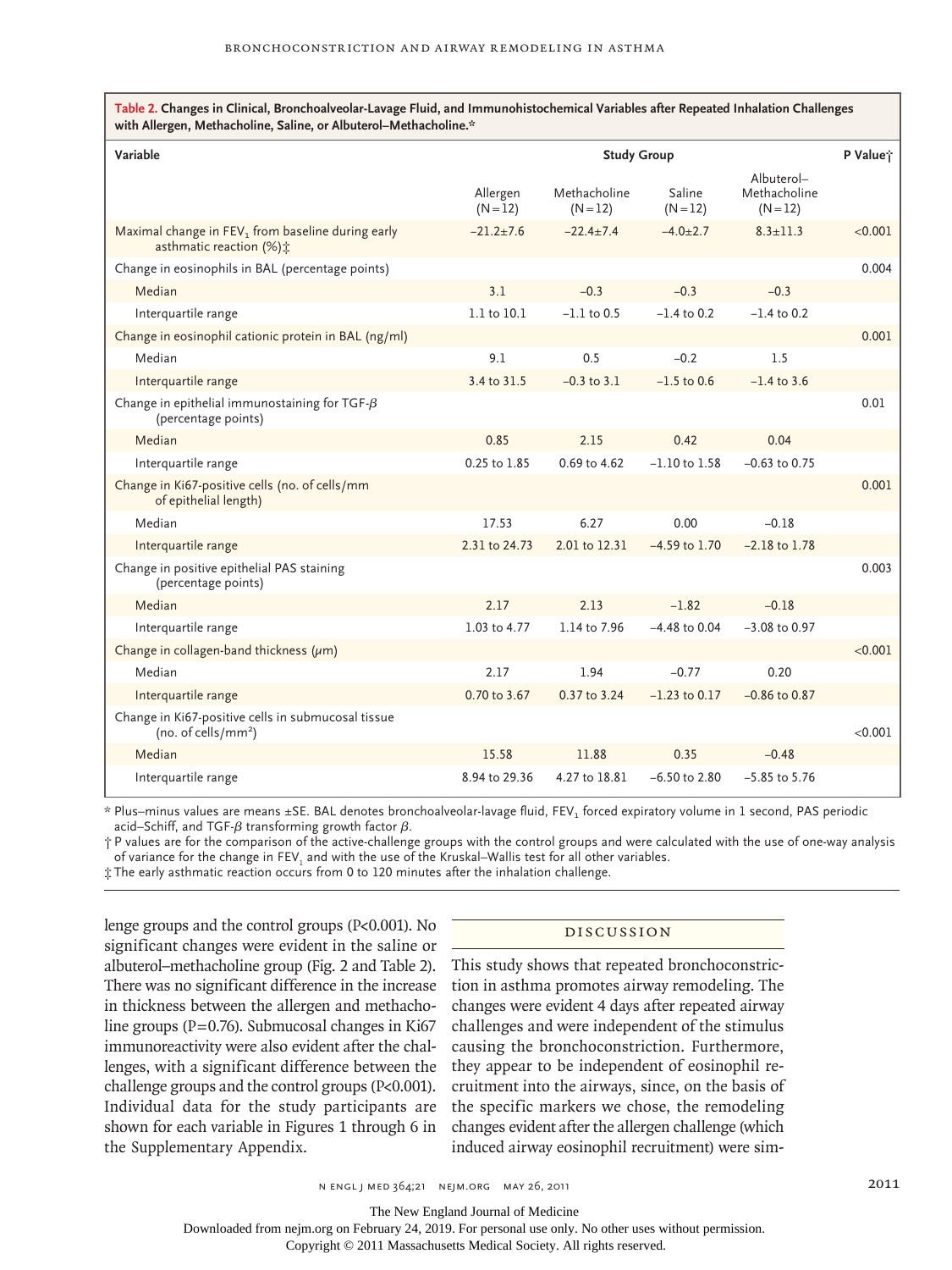**Table 2. Changes in Clinical, Bronchoalveolar-Lavage Fluid, and Immunohistochemical Variables after Repeated Inhalation Challenges with Allergen, Methacholine, Saline, or Albuterol–Methacholine.***

| Variable | Study Group | | | | P Value† |
|---|---|---|---|---|---|
| | Allergen (N=12) | Methacholine (N=12) | Saline (N=12) | Albuterol–Methacholine (N=12) | |
| Maximal change in $FEV_1$ from baseline during early asthmatic reaction (%)‡ | −21.2±7.6 | −22.4±7.4 | −4.0±2.7 | 8.3±11.3 | <0.001 |
| Change in eosinophils in BAL (percentage points) | | | | | 0.004 |
| Median | 3.1 | −0.3 | −0.3 | −0.3 | |
| Interquartile range | 1.1 to 10.1 | −1.1 to 0.5 | −1.4 to 0.2 | −1.4 to 0.2 | |
| Change in eosinophil cationic protein in BAL (ng/ml) | | | | | 0.001 |
| Median | 9.1 | 0.5 | −0.2 | 1.5 | |
| Interquartile range | 3.4 to 31.5 | −0.3 to 3.1 | −1.5 to 0.6 | −1.4 to 3.6 | |
| Change in epithelial immunostaining for TGF-$\beta$ (percentage points) | | | | | 0.01 |
| Median | 0.85 | 2.15 | 0.42 | 0.04 | |
| Interquartile range | 0.25 to 1.85 | 0.69 to 4.62 | −1.10 to 1.58 | −0.63 to 0.75 | |
| Change in Ki67-positive cells (no. of cells/mm of epithelial length) | | | | | 0.001 |
| Median | 17.53 | 6.27 | 0.00 | −0.18 | |
| Interquartile range | 2.31 to 24.73 | 2.01 to 12.31 | −4.59 to 1.70 | −2.18 to 1.78 | |
| Change in positive epithelial PAS staining (percentage points) | | | | | 0.003 |
| Median | 2.17 | 2.13 | −1.82 | −0.18 | |
| Interquartile range | 1.03 to 4.77 | 1.14 to 7.96 | −4.48 to 0.04 | −3.08 to 0.97 | |
| Change in collagen-band thickness ($\mu$m) | | | | | <0.001 |
| Median | 2.17 | 1.94 | −0.77 | 0.20 | |
| Interquartile range | 0.70 to 3.67 | 0.37 to 3.24 | −1.23 to 0.17 | −0.86 to 0.87 | |
| Change in Ki67-positive cells in submucosal tissue (no. of cells/$mm^2$) | | | | | <0.001 |
| Median | 15.58 | 11.88 | 0.35 | −0.48 | |
| Interquartile range | 8.94 to 29.36 | 4.27 to 18.81 | −6.50 to 2.80 | −5.85 to 5.76 | |

\* Plus–minus values are means ±SE. BAL denotes bronchoalveolar-lavage fluid, $FEV_1$ forced expiratory volume in 1 second, PAS periodic acid–Schiff, and TGF-$\beta$ transforming growth factor $\beta$.

† P values are for the comparison of the active-challenge groups with the control groups and were calculated with the use of one-way analysis of variance for the change in $FEV_1$ and with the use of the Kruskal–Wallis test for all other variables.

‡ The early asthmatic reaction occurs from 0 to 120 minutes after the inhalation challenge.

lenge groups and the control groups (P<0.001). No significant changes were evident in the saline or albuterol–methacholine group (Fig. 2 and Table 2). There was no significant difference in the increase in thickness between the allergen and methacholine groups (P=0.76). Submucosal changes in Ki67 immunoreactivity were also evident after the challenges, with a significant difference between the challenge groups and the control groups (P<0.001). Individual data for the study participants are shown for each variable in Figures 1 through 6 in the Supplementary Appendix.

## Discussion

This study shows that repeated bronchoconstriction in asthma promotes airway remodeling. The changes were evident 4 days after repeated airway challenges and were independent of the stimulus causing the bronchoconstriction. Furthermore, they appear to be independent of eosinophil recruitment into the airways, since, on the basis of the specific markers we chose, the remodeling changes evident after the allergen challenge (which induced airway eosinophil recruitment) were sim-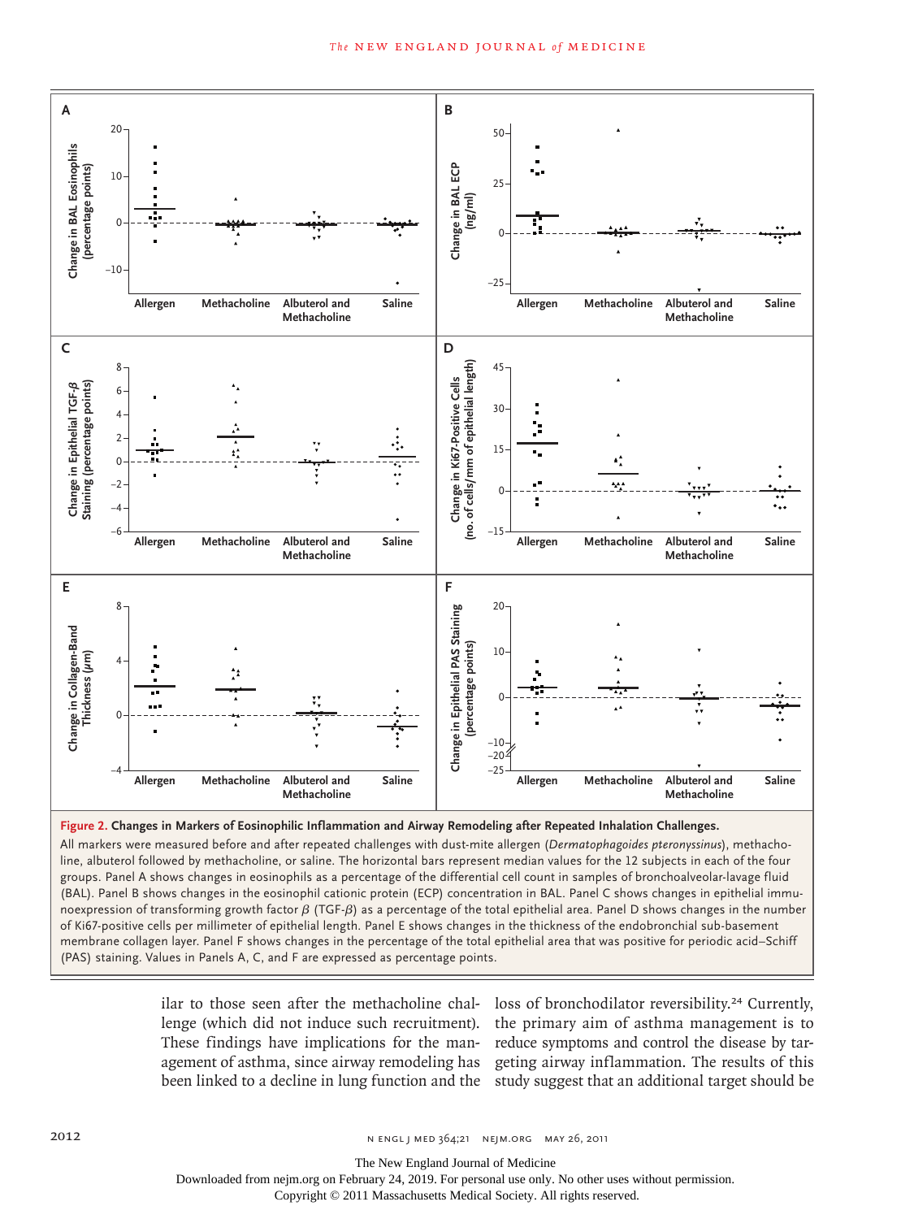**Figure 2. Changes in Markers of Eosinophilic Inflammation and Airway Remodeling after Repeated Inhalation Challenges.**

All markers were measured before and after repeated challenges with dust-mite allergen (*Dermatophagoides pteronyssinus*), methacholine, albuterol followed by methacholine, or saline. The horizontal bars represent median values for the 12 subjects in each of the four groups. Panel A shows changes in eosinophils as a percentage of the differential cell count in samples of bronchoalveolar-lavage fluid (BAL). Panel B shows changes in the eosinophil cationic protein (ECP) concentration in BAL. Panel C shows changes in epithelial immunoexpression of transforming growth factor $\beta$ (TGF-$\beta$) as a percentage of the total epithelial area. Panel D shows changes in the number of Ki67-positive cells per millimeter of epithelial length. Panel E shows changes in the thickness of the endobronchial sub-basement membrane collagen layer. Panel F shows changes in the percentage of the total epithelial area that was positive for periodic acid–Schiff (PAS) staining. Values in Panels A, C, and F are expressed as percentage points.

ilar to those seen after the methacholine challenge (which did not induce such recruitment). These findings have implications for the management of asthma, since airway remodeling has been linked to a decline in lung function and the loss of bronchodilator reversibility.[24] Currently, the primary aim of asthma management is to reduce symptoms and control the disease by targeting airway inflammation. The results of this study suggest that an additional target should be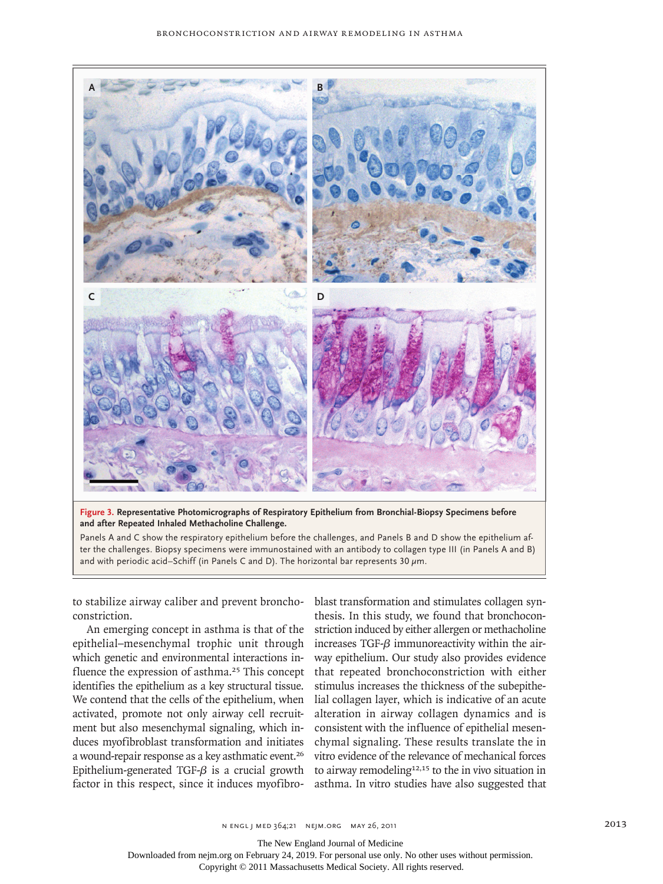**Figure 3. Representative Photomicrographs of Respiratory Epithelium from Bronchial-Biopsy Specimens before and after Repeated Inhaled Methacholine Challenge.**

Panels A and C show the respiratory epithelium before the challenges, and Panels B and D show the epithelium after the challenges. Biopsy specimens were immunostained with an antibody to collagen type III (in Panels A and B) and with periodic acid–Schiff (in Panels C and D). The horizontal bar represents 30 μm.

to stabilize airway caliber and prevent bronchoconstriction.

An emerging concept in asthma is that of the epithelial–mesenchymal trophic unit through which genetic and environmental interactions influence the expression of asthma.[25] This concept identifies the epithelium as a key structural tissue. We contend that the cells of the epithelium, when activated, promote not only airway cell recruitment but also mesenchymal signaling, which induces myofibroblast transformation and initiates a wound-repair response as a key asthmatic event.[26] Epithelium-generated TGF-$\beta$ is a crucial growth factor in this respect, since it induces myofibroblast transformation and stimulates collagen synthesis. In this study, we found that bronchoconstriction induced by either allergen or methacholine increases TGF-$\beta$ immunoreactivity within the airway epithelium. Our study also provides evidence that repeated bronchoconstriction with either stimulus increases the thickness of the subepithelial collagen layer, which is indicative of an acute alteration in airway collagen dynamics and is consistent with the influence of epithelial mesenchymal signaling. These results translate the in vitro evidence of the relevance of mechanical forces to airway remodeling[12,15] to the in vivo situation in asthma. In vitro studies have also suggested that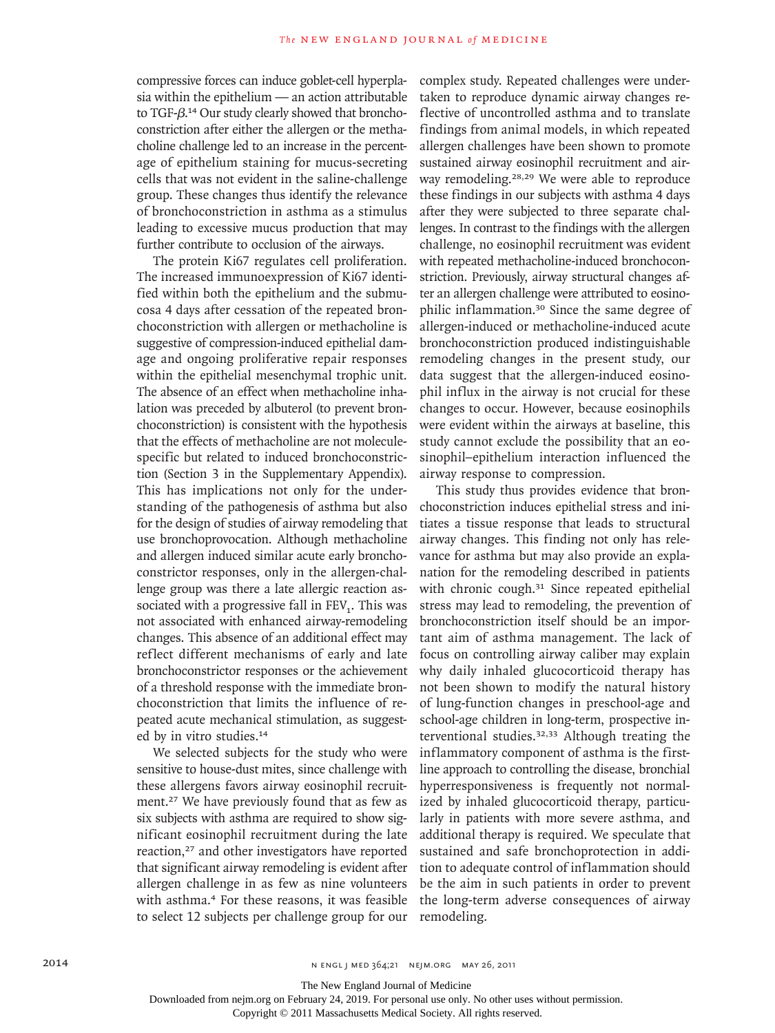compressive forces can induce goblet-cell hyperplasia within the epithelium — an action attributable to TGF-$\beta$.[14] Our study clearly showed that bronchoconstriction after either the allergen or the methacholine challenge led to an increase in the percentage of epithelium staining for mucus-secreting cells that was not evident in the saline-challenge group. These changes thus identify the relevance of bronchoconstriction in asthma as a stimulus leading to excessive mucus production that may further contribute to occlusion of the airways.

The protein Ki67 regulates cell proliferation. The increased immunoexpression of Ki67 identified within both the epithelium and the submucosa 4 days after cessation of the repeated bronchoconstriction with allergen or methacholine is suggestive of compression-induced epithelial damage and ongoing proliferative repair responses within the epithelial mesenchymal trophic unit. The absence of an effect when methacholine inhalation was preceded by albuterol (to prevent bronchoconstriction) is consistent with the hypothesis that the effects of methacholine are not molecule-specific but related to induced bronchoconstriction (Section 3 in the Supplementary Appendix). This has implications not only for the understanding of the pathogenesis of asthma but also for the design of studies of airway remodeling that use bronchoprovocation. Although methacholine and allergen induced similar acute early bronchoconstrictor responses, only in the allergen-challenge group was there a late allergic reaction associated with a progressive fall in $FEV_1$. This was not associated with enhanced airway-remodeling changes. This absence of an additional effect may reflect different mechanisms of early and late bronchoconstrictor responses or the achievement of a threshold response with the immediate bronchoconstriction that limits the influence of repeated acute mechanical stimulation, as suggested by in vitro studies.[14]

We selected subjects for the study who were sensitive to house-dust mites, since challenge with these allergens favors airway eosinophil recruitment.[27] We have previously found that as few as six subjects with asthma are required to show significant eosinophil recruitment during the late reaction,[27] and other investigators have reported that significant airway remodeling is evident after allergen challenge in as few as nine volunteers with asthma.[4] For these reasons, it was feasible to select 12 subjects per challenge group for our complex study. Repeated challenges were undertaken to reproduce dynamic airway changes reflective of uncontrolled asthma and to translate findings from animal models, in which repeated allergen challenges have been shown to promote sustained airway eosinophil recruitment and airway remodeling.[28,29] We were able to reproduce these findings in our subjects with asthma 4 days after they were subjected to three separate challenges. In contrast to the findings with the allergen challenge, no eosinophil recruitment was evident with repeated methacholine-induced bronchoconstriction. Previously, airway structural changes after an allergen challenge were attributed to eosinophilic inflammation.[30] Since the same degree of allergen-induced or methacholine-induced acute bronchoconstriction produced indistinguishable remodeling changes in the present study, our data suggest that the allergen-induced eosinophil influx in the airway is not crucial for these changes to occur. However, because eosinophils were evident within the airways at baseline, this study cannot exclude the possibility that an eosinophil–epithelium interaction influenced the airway response to compression.

This study thus provides evidence that bronchoconstriction induces epithelial stress and initiates a tissue response that leads to structural airway changes. This finding not only has relevance for asthma but may also provide an explanation for the remodeling described in patients with chronic cough.[31] Since repeated epithelial stress may lead to remodeling, the prevention of bronchoconstriction itself should be an important aim of asthma management. The lack of focus on controlling airway caliber may explain why daily inhaled glucocorticoid therapy has not been shown to modify the natural history of lung-function changes in preschool-age and school-age children in long-term, prospective interventional studies.[32,33] Although treating the inflammatory component of asthma is the first-line approach to controlling the disease, bronchial hyperresponsiveness is frequently not normalized by inhaled glucocorticoid therapy, particularly in patients with more severe asthma, and additional therapy is required. We speculate that sustained and safe bronchoprotection in addition to adequate control of inflammation should be the aim in such patients in order to prevent the long-term adverse consequences of airway remodeling.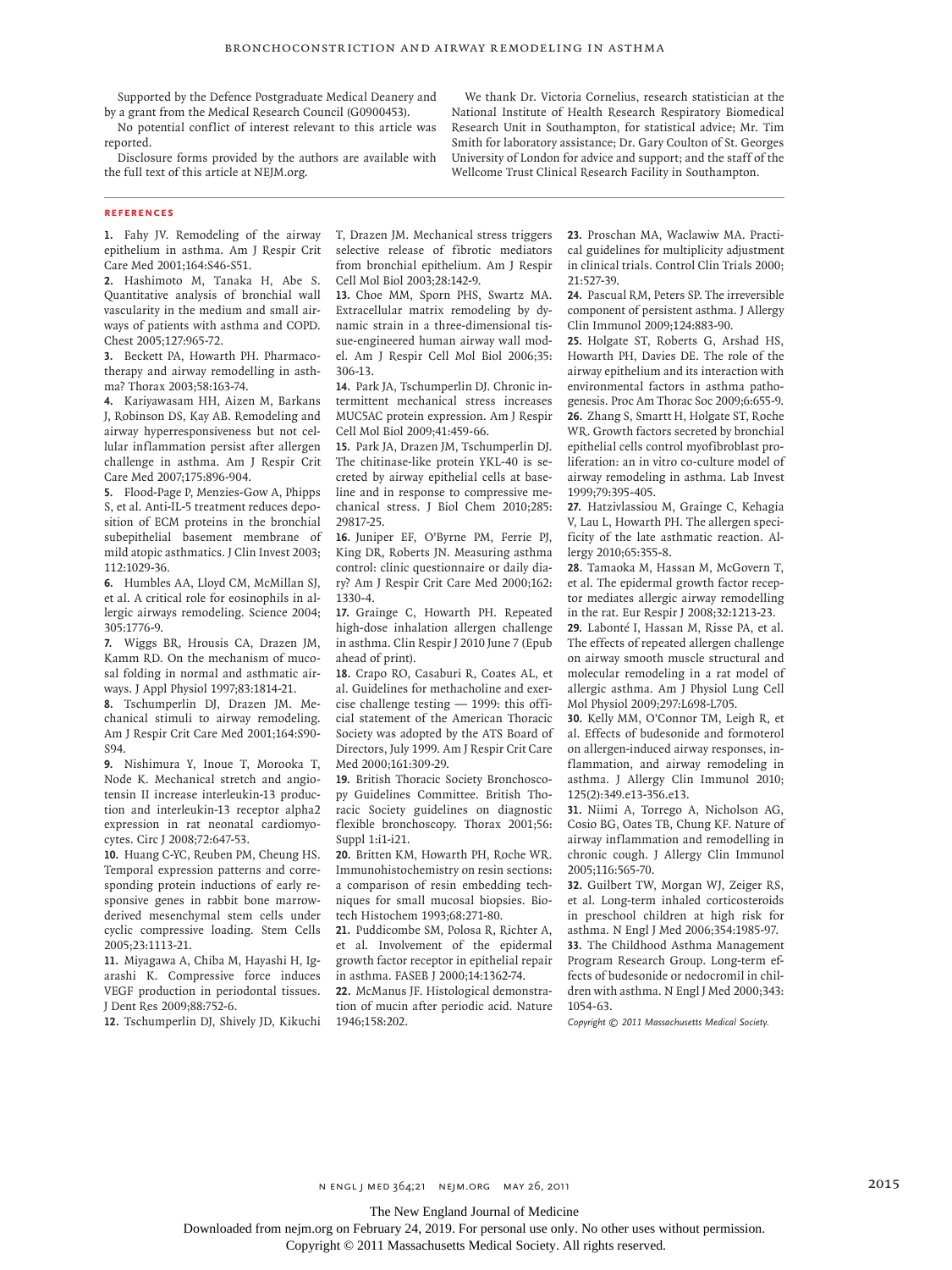Supported by the Defence Postgraduate Medical Deanery and by a grant from the Medical Research Council (G0900453).

No potential conflict of interest relevant to this article was reported.

Disclosure forms provided by the authors are available with the full text of this article at NEJM.org.

We thank Dr. Victoria Cornelius, research statistician at the National Institute of Health Research Respiratory Biomedical Research Unit in Southampton, for statistical advice; Mr. Tim Smith for laboratory assistance; Dr. Gary Coulton of St. Georges University of London for advice and support; and the staff of the Wellcome Trust Clinical Research Facility in Southampton.

## References

1. Fahy JV. Remodeling of the airway epithelium in asthma. Am J Respir Crit Care Med 2001;164:S46-S51.
2. Hashimoto M, Tanaka H, Abe S. Quantitative analysis of bronchial wall vascularity in the medium and small airways of patients with asthma and COPD. Chest 2005;127:965-72.
3. Beckett PA, Howarth PH. Pharmacotherapy and airway remodelling in asthma? Thorax 2003;58:163-74.
4. Kariyawasam HH, Aizen M, Barkans J, Robinson DS, Kay AB. Remodeling and airway hyperresponsiveness but not cellular inflammation persist after allergen challenge in asthma. Am J Respir Crit Care Med 2007;175:896-904.
5. Flood-Page P, Menzies-Gow A, Phipps S, et al. Anti-IL-5 treatment reduces deposition of ECM proteins in the bronchial subepithelial basement membrane of mild atopic asthmatics. J Clin Invest 2003; 112:1029-36.
6. Humbles AA, Lloyd CM, McMillan SJ, et al. A critical role for eosinophils in allergic airways remodeling. Science 2004; 305:1776-9.
7. Wiggs BR, Hrousis CA, Drazen JM, Kamm RD. On the mechanism of mucosal folding in normal and asthmatic airways. J Appl Physiol 1997;83:1814-21.
8. Tschumperlin DJ, Drazen JM. Mechanical stimuli to airway remodeling. Am J Respir Crit Care Med 2001;164:S90-S94.
9. Nishimura Y, Inoue T, Morooka T, Node K. Mechanical stretch and angiotensin II increase interleukin-13 production and interleukin-13 receptor alpha2 expression in rat neonatal cardiomyocytes. Circ J 2008;72:647-53.
10. Huang C-YC, Reuben PM, Cheung HS. Temporal expression patterns and corresponding protein inductions of early responsive genes in rabbit bone marrow-derived mesenchymal stem cells under cyclic compressive loading. Stem Cells 2005;23:1113-21.
11. Miyagawa A, Chiba M, Hayashi H, Igarashi K. Compressive force induces VEGF production in periodontal tissues. J Dent Res 2009;88:752-6.
12. Tschumperlin DJ, Shively JD, Kikuchi T, Drazen JM. Mechanical stress triggers selective release of fibrotic mediators from bronchial epithelium. Am J Respir Cell Mol Biol 2003;28:142-9.
13. Choe MM, Sporn PHS, Swartz MA. Extracellular matrix remodeling by dynamic strain in a three-dimensional tissue-engineered human airway wall model. Am J Respir Cell Mol Biol 2006;35: 306-13.
14. Park JA, Tschumperlin DJ. Chronic intermittent mechanical stress increases MUC5AC protein expression. Am J Respir Cell Mol Biol 2009;41:459-66.
15. Park JA, Drazen JM, Tschumperlin DJ. The chitinase-like protein YKL-40 is secreted by airway epithelial cells at baseline and in response to compressive mechanical stress. J Biol Chem 2010;285: 29817-25.
16. Juniper EF, O'Byrne PM, Ferrie PJ, King DR, Roberts JN. Measuring asthma control: clinic questionnaire or daily diary? Am J Respir Crit Care Med 2000;162: 1330-4.
17. Grainge C, Howarth PH. Repeated high-dose inhalation allergen challenge in asthma. Clin Respir J 2010 June 7 (Epub ahead of print).
18. Crapo RO, Casaburi R, Coates AL, et al. Guidelines for methacholine and exercise challenge testing — 1999: this official statement of the American Thoracic Society was adopted by the ATS Board of Directors, July 1999. Am J Respir Crit Care Med 2000;161:309-29.
19. British Thoracic Society Bronchoscopy Guidelines Committee. British Thoracic Society guidelines on diagnostic flexible bronchoscopy. Thorax 2001;56: Suppl 1:i1-i21.
20. Britten KM, Howarth PH, Roche WR. Immunohistochemistry on resin sections: a comparison of resin embedding techniques for small mucosal biopsies. Biotech Histochem 1993;68:271-80.
21. Puddicombe SM, Polosa R, Richter A, et al. Involvement of the epidermal growth factor receptor in epithelial repair in asthma. FASEB J 2000;14:1362-74.
22. McManus JF. Histological demonstration of mucin after periodic acid. Nature 1946;158:202.
23. Proschan MA, Waclawiw MA. Practical guidelines for multiplicity adjustment in clinical trials. Control Clin Trials 2000; 21:527-39.
24. Pascual RM, Peters SP. The irreversible component of persistent asthma. J Allergy Clin Immunol 2009;124:883-90.
25. Holgate ST, Roberts G, Arshad HS, Howarth PH, Davies DE. The role of the airway epithelium and its interaction with environmental factors in asthma pathogenesis. Proc Am Thorac Soc 2009;6:655-9.
26. Zhang S, Smartt H, Holgate ST, Roche WR. Growth factors secreted by bronchial epithelial cells control myofibroblast proliferation: an in vitro co-culture model of airway remodeling in asthma. Lab Invest 1999;79:395-405.
27. Hatzivlassiou M, Grainge C, Kehagia V, Lau L, Howarth PH. The allergen specificity of the late asthmatic reaction. Allergy 2010;65:355-8.
28. Tamaoka M, Hassan M, McGovern T, et al. The epidermal growth factor receptor mediates allergic airway remodelling in the rat. Eur Respir J 2008;32:1213-23.
29. Labonté I, Hassan M, Risse PA, et al. The effects of repeated allergen challenge on airway smooth muscle structural and molecular remodeling in a rat model of allergic asthma. Am J Physiol Lung Cell Mol Physiol 2009;297:L698-L705.
30. Kelly MM, O'Connor TM, Leigh R, et al. Effects of budesonide and formoterol on allergen-induced airway responses, inflammation, and airway remodeling in asthma. J Allergy Clin Immunol 2010; 125(2):349.e13-356.e13.
31. Niimi A, Torrego A, Nicholson AG, Cosio BG, Oates TB, Chung KF. Nature of airway inflammation and remodeling in chronic cough. J Allergy Clin Immunol 2005;116:565-70.
32. Guilbert TW, Morgan WJ, Zeiger RS, et al. Long-term inhaled corticosteroids in preschool children at high risk for asthma. N Engl J Med 2006;354:1985-97.
33. The Childhood Asthma Management Program Research Group. Long-term effects of budesonide or nedocromil in children with asthma. N Engl J Med 2000;343: 1054-63.

*Copyright © 2011 Massachusetts Medical Society.*